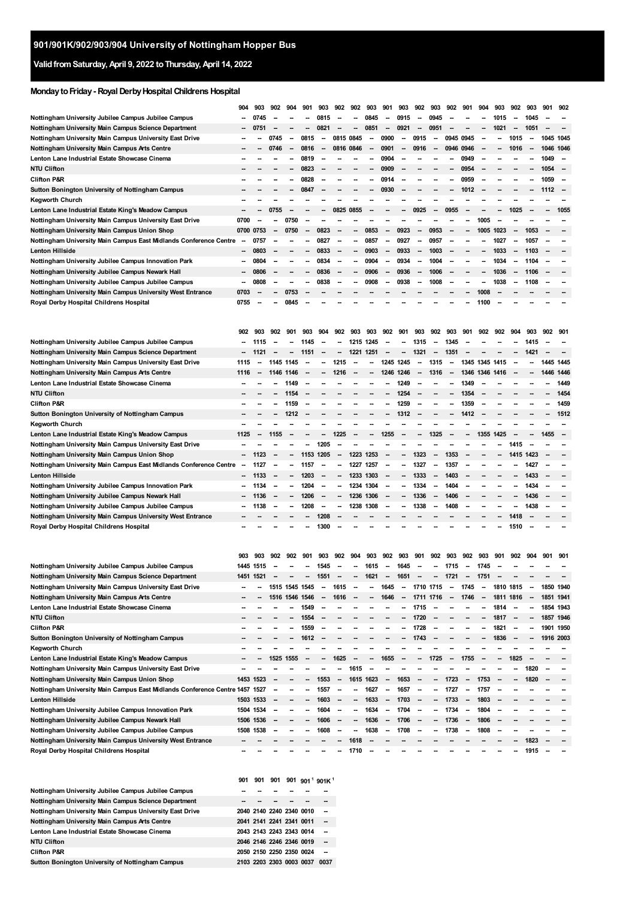# 901/901K/902/903/904 University of Nottingham Hopper Bus

## Valid from Saturday, April 9, 2022 to Thursday, April 14, 2022

### Monday to Friday - Royal Derby Hospital Childrens Hospital

| | 904 | 903 | 902 | 904 | 901 | 903 | 902 | 902 | 903 | 901 | 903 | 902 | 903 | 902 | 901 | 904 | 903 | 902 | 903 | 901 | 902 |
|---|---|---|---|---|---|---|---|---|---|---|---|---|---|---|---|---|---|---|---|---|---|
| Nottingham University Jubilee Campus Jubilee Campus | -- | 0745 | -- | -- | -- | 0815 | -- | -- | 0845 | -- | 0915 | -- | 0945 | -- | -- | -- | 1015 | -- | 1045 | -- | -- |
| Nottingham University Main Campus Science Department | -- | 0751 | -- | -- | -- | 0821 | -- | -- | 0851 | -- | 0921 | -- | 0951 | -- | -- | -- | 1021 | -- | 1051 | -- | -- |
| Nottingham University Main Campus University East Drive | -- | -- | 0745 | -- | 0815 | -- | 0815 | 0845 | -- | 0900 | -- | 0915 | -- | 0945 | 0945 | -- | -- | 1015 | -- | 1045 | 1045 |
| Nottingham University Main Campus Arts Centre | -- | -- | 0746 | -- | 0816 | -- | 0816 | 0846 | -- | 0901 | -- | 0916 | -- | 0946 | 0946 | -- | -- | 1016 | -- | 1046 | 1046 |
| Lenton Lane Industrial Estate Showcase Cinema | -- | -- | -- | -- | 0819 | -- | -- | -- | -- | 0904 | -- | -- | -- | -- | 0949 | -- | -- | -- | -- | 1049 | -- |
| NTU Clifton | -- | -- | -- | -- | 0823 | -- | -- | -- | -- | 0909 | -- | -- | -- | -- | 0954 | -- | -- | -- | -- | 1054 | -- |
| Clifton P&R | -- | -- | -- | -- | 0828 | -- | -- | -- | -- | 0914 | -- | -- | -- | -- | 0959 | -- | -- | -- | -- | 1059 | -- |
| Sutton Bonington University of Nottingham Campus | -- | -- | -- | -- | 0847 | -- | -- | -- | -- | 0930 | -- | -- | -- | -- | 1012 | -- | -- | -- | -- | 1112 | -- |
| Kegworth Church | -- | -- | -- | -- | -- | -- | -- | -- | -- | -- | -- | -- | -- | -- | -- | -- | -- | -- | -- | -- | -- |
| Lenton Lane Industrial Estate King's Meadow Campus | -- | -- | 0755 | -- | -- | -- | 0825 | 0855 | -- | -- | -- | 0925 | -- | 0955 | -- | -- | -- | 1025 | -- | -- | 1055 |
| Nottingham University Main Campus University East Drive | 0700 | -- | -- | 0750 | -- | -- | -- | -- | -- | -- | -- | -- | -- | -- | -- | 1005 | -- | -- | -- | -- | -- |
| Nottingham University Main Campus Union Shop | 0700 | 0753 | -- | 0750 | -- | 0823 | -- | -- | 0853 | -- | 0923 | -- | 0953 | -- | -- | 1005 | 1023 | -- | 1053 | -- | -- |
| Nottingham University Main Campus East Midlands Conference Centre | -- | 0757 | -- | -- | -- | 0827 | -- | -- | 0857 | -- | 0927 | -- | 0957 | -- | -- | -- | 1027 | -- | 1057 | -- | -- |
| Lenton Hillside | -- | 0803 | -- | -- | -- | 0833 | -- | -- | 0903 | -- | 0933 | -- | 1003 | -- | -- | -- | 1033 | -- | 1103 | -- | -- |
| Nottingham University Jubilee Campus Innovation Park | -- | 0804 | -- | -- | -- | 0834 | -- | -- | 0904 | -- | 0934 | -- | 1004 | -- | -- | -- | 1034 | -- | 1104 | -- | -- |
| Nottingham University Jubilee Campus Newark Hall | -- | 0806 | -- | -- | -- | 0836 | -- | -- | 0906 | -- | 0936 | -- | 1006 | -- | -- | -- | 1036 | -- | 1106 | -- | -- |
| Nottingham University Jubilee Campus Jubilee Campus | -- | 0808 | -- | -- | -- | 0838 | -- | -- | 0908 | -- | 0938 | -- | 1008 | -- | -- | -- | 1038 | -- | 1108 | -- | -- |
| Nottingham University Main Campus University West Entrance | 0703 | -- | -- | 0753 | -- | -- | -- | -- | -- | -- | -- | -- | -- | -- | -- | 1008 | -- | -- | -- | -- | -- |
| Royal Derby Hospital Childrens Hospital | 0755 | -- | -- | 0845 | -- | -- | -- | -- | -- | -- | -- | -- | -- | -- | -- | 1100 | -- | -- | -- | -- | -- |

| | 902 | 903 | 902 | 901 | 903 | 904 | 902 | 903 | 903 | 902 | 901 | 903 | 902 | 903 | 901 | 902 | 902 | 904 | 903 | 902 | 901 |
|---|---|---|---|---|---|---|---|---|---|---|---|---|---|---|---|---|---|---|---|---|---|
| Nottingham University Jubilee Campus Jubilee Campus | -- | 1115 | -- | -- | 1145 | -- | -- | 1215 | 1245 | -- | -- | 1315 | -- | 1345 | -- | -- | -- | -- | 1415 | -- | -- |
| Nottingham University Main Campus Science Department | -- | 1121 | -- | -- | 1151 | -- | -- | 1221 | 1251 | -- | -- | 1321 | -- | 1351 | -- | -- | -- | -- | 1421 | -- | -- |
| Nottingham University Main Campus University East Drive | 1115 | -- | 1145 | 1145 | -- | -- | 1215 | -- | -- | 1245 | 1245 | -- | 1315 | -- | 1345 | 1345 | 1415 | -- | -- | 1445 | 1445 |
| Nottingham University Main Campus Arts Centre | 1116 | -- | 1146 | 1146 | -- | -- | 1216 | -- | -- | 1246 | 1246 | -- | 1316 | -- | 1346 | 1346 | 1416 | -- | -- | 1446 | 1446 |
| Lenton Lane Industrial Estate Showcase Cinema | -- | -- | -- | 1149 | -- | -- | -- | -- | -- | -- | 1249 | -- | -- | -- | 1349 | -- | -- | -- | -- | -- | 1449 |
| NTU Clifton | -- | -- | -- | 1154 | -- | -- | -- | -- | -- | -- | 1254 | -- | -- | -- | 1354 | -- | -- | -- | -- | -- | 1454 |
| Clifton P&R | -- | -- | -- | 1159 | -- | -- | -- | -- | -- | -- | 1259 | -- | -- | -- | 1359 | -- | -- | -- | -- | -- | 1459 |
| Sutton Bonington University of Nottingham Campus | -- | -- | -- | 1212 | -- | -- | -- | -- | -- | -- | 1312 | -- | -- | -- | 1412 | -- | -- | -- | -- | -- | 1512 |
| Kegworth Church | -- | -- | -- | -- | -- | -- | -- | -- | -- | -- | -- | -- | -- | -- | -- | -- | -- | -- | -- | -- | -- |
| Lenton Lane Industrial Estate King's Meadow Campus | 1125 | -- | 1155 | -- | -- | -- | 1225 | -- | -- | 1255 | -- | -- | 1325 | -- | -- | 1355 | 1425 | -- | -- | 1455 | -- |
| Nottingham University Main Campus University East Drive | -- | -- | -- | -- | -- | 1205 | -- | -- | -- | -- | -- | -- | -- | -- | -- | -- | -- | 1415 | -- | -- | -- |
| Nottingham University Main Campus Union Shop | -- | 1123 | -- | -- | 1153 | 1205 | -- | 1223 | 1253 | -- | -- | 1323 | -- | 1353 | -- | -- | -- | 1415 | 1423 | -- | -- |
| Nottingham University Main Campus East Midlands Conference Centre | -- | 1127 | -- | -- | 1157 | -- | -- | 1227 | 1257 | -- | -- | 1327 | -- | 1357 | -- | -- | -- | -- | 1427 | -- | -- |
| Lenton Hillside | -- | 1133 | -- | -- | 1203 | -- | -- | 1233 | 1303 | -- | -- | 1333 | -- | 1403 | -- | -- | -- | -- | 1433 | -- | -- |
| Nottingham University Jubilee Campus Innovation Park | -- | 1134 | -- | -- | 1204 | -- | -- | 1234 | 1304 | -- | -- | 1334 | -- | 1404 | -- | -- | -- | -- | 1434 | -- | -- |
| Nottingham University Jubilee Campus Newark Hall | -- | 1136 | -- | -- | 1206 | -- | -- | 1236 | 1306 | -- | -- | 1336 | -- | 1406 | -- | -- | -- | -- | 1436 | -- | -- |
| Nottingham University Jubilee Campus Jubilee Campus | -- | 1138 | -- | -- | 1208 | -- | -- | 1238 | 1308 | -- | -- | 1338 | -- | 1408 | -- | -- | -- | -- | 1438 | -- | -- |
| Nottingham University Main Campus University West Entrance | -- | -- | -- | -- | -- | 1208 | -- | -- | -- | -- | -- | -- | -- | -- | -- | -- | -- | 1418 | -- | -- | -- |
| Royal Derby Hospital Childrens Hospital | -- | -- | -- | -- | -- | 1300 | -- | -- | -- | -- | -- | -- | -- | -- | -- | -- | -- | 1510 | -- | -- | -- |

| | 903 | 903 | 902 | 902 | 901 | 903 | 902 | 904 | 903 | 902 | 903 | 901 | 902 | 903 | 902 | 903 | 901 | 902 | 904 | 901 | 901 |
|---|---|---|---|---|---|---|---|---|---|---|---|---|---|---|---|---|---|---|---|---|---|
| Nottingham University Jubilee Campus Jubilee Campus | 1445 | 1515 | -- | -- | -- | 1545 | -- | -- | 1615 | -- | 1645 | -- | -- | 1715 | -- | 1745 | -- | -- | -- | -- | -- |
| Nottingham University Main Campus Science Department | 1451 | 1521 | -- | -- | -- | 1551 | -- | -- | 1621 | -- | 1651 | -- | -- | 1721 | -- | 1751 | -- | -- | -- | -- | -- |
| Nottingham University Main Campus University East Drive | -- | -- | 1515 | 1545 | 1545 | -- | 1615 | -- | -- | 1645 | -- | 1710 | 1715 | -- | 1745 | -- | 1810 | 1815 | -- | 1850 | 1940 |
| Nottingham University Main Campus Arts Centre | -- | -- | 1516 | 1546 | 1546 | -- | 1616 | -- | -- | 1646 | -- | 1711 | 1716 | -- | 1746 | -- | 1811 | 1816 | -- | 1851 | 1941 |
| Lenton Lane Industrial Estate Showcase Cinema | -- | -- | -- | -- | 1549 | -- | -- | -- | -- | -- | -- | 1715 | -- | -- | -- | -- | 1814 | -- | -- | 1854 | 1943 |
| NTU Clifton | -- | -- | -- | -- | 1554 | -- | -- | -- | -- | -- | -- | 1720 | -- | -- | -- | -- | 1817 | -- | -- | 1857 | 1946 |
| Clifton P&R | -- | -- | -- | -- | 1559 | -- | -- | -- | -- | -- | -- | 1728 | -- | -- | -- | -- | 1821 | -- | -- | 1901 | 1950 |
| Sutton Bonington University of Nottingham Campus | -- | -- | -- | -- | 1612 | -- | -- | -- | -- | -- | -- | 1743 | -- | -- | -- | -- | 1836 | -- | -- | 1916 | 2003 |
| Kegworth Church | -- | -- | -- | -- | -- | -- | -- | -- | -- | -- | -- | -- | -- | -- | -- | -- | -- | -- | -- | -- | -- |
| Lenton Lane Industrial Estate King's Meadow Campus | -- | -- | 1525 | 1555 | -- | -- | 1625 | -- | -- | 1655 | -- | -- | 1725 | -- | 1755 | -- | -- | 1825 | -- | -- | -- |
| Nottingham University Main Campus University East Drive | -- | -- | -- | -- | -- | -- | -- | 1615 | -- | -- | -- | -- | -- | -- | -- | -- | -- | -- | 1820 | -- | -- |
| Nottingham University Main Campus Union Shop | 1453 | 1523 | -- | -- | -- | 1553 | -- | 1615 | 1623 | -- | 1653 | -- | -- | 1723 | -- | 1753 | -- | -- | 1820 | -- | -- |
| Nottingham University Main Campus East Midlands Conference Centre | 1457 | 1527 | -- | -- | -- | 1557 | -- | -- | 1627 | -- | 1657 | -- | -- | 1727 | -- | 1757 | -- | -- | -- | -- | -- |
| Lenton Hillside | 1503 | 1533 | -- | -- | -- | 1603 | -- | -- | 1633 | -- | 1703 | -- | -- | 1733 | -- | 1803 | -- | -- | -- | -- | -- |
| Nottingham University Jubilee Campus Innovation Park | 1504 | 1534 | -- | -- | -- | 1604 | -- | -- | 1634 | -- | 1704 | -- | -- | 1734 | -- | 1804 | -- | -- | -- | -- | -- |
| Nottingham University Jubilee Campus Newark Hall | 1506 | 1536 | -- | -- | -- | 1606 | -- | -- | 1636 | -- | 1706 | -- | -- | 1736 | -- | 1806 | -- | -- | -- | -- | -- |
| Nottingham University Jubilee Campus Jubilee Campus | 1508 | 1538 | -- | -- | -- | 1608 | -- | -- | 1638 | -- | 1708 | -- | -- | 1738 | -- | 1808 | -- | -- | -- | -- | -- |
| Nottingham University Main Campus University West Entrance | -- | -- | -- | -- | -- | -- | -- | 1618 | -- | -- | -- | -- | -- | -- | -- | -- | -- | -- | 1823 | -- | -- |
| Royal Derby Hospital Childrens Hospital | -- | -- | -- | -- | -- | -- | -- | 1710 | -- | -- | -- | -- | -- | -- | -- | -- | -- | -- | 1915 | -- | -- |

| | 901 | 901 | 901 | 901 | 901 [1] | 901K [1] |
|---|---|---|---|---|---|---|
| Nottingham University Jubilee Campus Jubilee Campus | -- | -- | -- | -- | -- | -- |
| Nottingham University Main Campus Science Department | -- | -- | -- | -- | -- | -- |
| Nottingham University Main Campus University East Drive | 2040 | 2140 | 2240 | 2340 | 0010 | -- |
| Nottingham University Main Campus Arts Centre | 2041 | 2141 | 2241 | 2341 | 0011 | -- |
| Lenton Lane Industrial Estate Showcase Cinema | 2043 | 2143 | 2243 | 2343 | 0014 | -- |
| NTU Clifton | 2046 | 2146 | 2246 | 2346 | 0019 | -- |
| Clifton P&R | 2050 | 2150 | 2250 | 2350 | 0024 | -- |
| Sutton Bonington University of Nottingham Campus | 2103 | 2203 | 2303 | 0003 | 0037 | 0037 |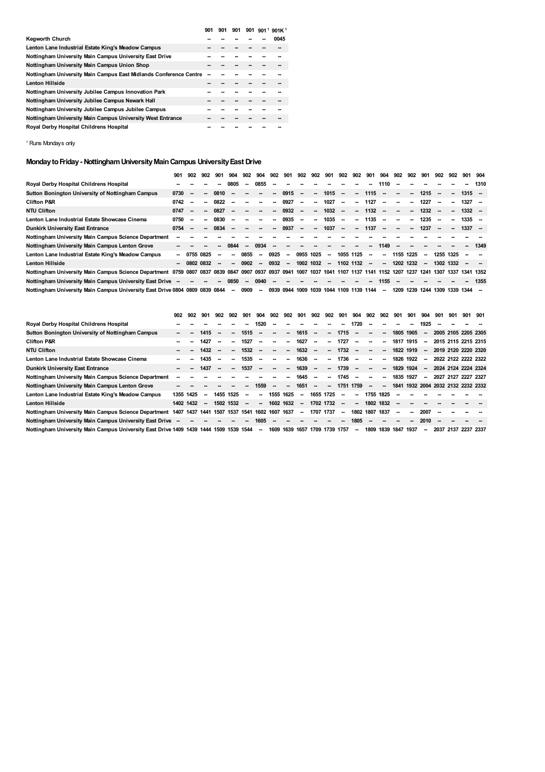| | 901 | 901 | 901 | 901 | 901[1] | 901K[1] |
|---|---|---|---|---|---|---|
| **Kegworth Church** | -- | -- | -- | -- | -- | 0045 |
| **Lenton Lane Industrial Estate King's Meadow Campus** | -- | -- | -- | -- | -- | -- |
| **Nottingham University Main Campus University East Drive** | -- | -- | -- | -- | -- | -- |
| **Nottingham University Main Campus Union Shop** | -- | -- | -- | -- | -- | -- |
| **Nottingham University Main Campus East Midlands Conference Centre** | -- | -- | -- | -- | -- | -- |
| **Lenton Hillside** | -- | -- | -- | -- | -- | -- |
| **Nottingham University Jubilee Campus Innovation Park** | -- | -- | -- | -- | -- | -- |
| **Nottingham University Jubilee Campus Newark Hall** | -- | -- | -- | -- | -- | -- |
| **Nottingham University Jubilee Campus Jubilee Campus** | -- | -- | -- | -- | -- | -- |
| **Nottingham University Main Campus University West Entrance** | -- | -- | -- | -- | -- | -- |
| **Royal Derby Hospital Childrens Hospital** | -- | -- | -- | -- | -- | -- |

[1] Runs Mondays only

## Monday to Friday - Nottingham University Main Campus University East Drive

| | 901 | 902 | 902 | 901 | 904 | 902 | 904 | 902 | 901 | 902 | 902 | 901 | 902 | 902 | 901 | 904 | 902 | 902 | 901 | 902 | 902 | 901 | 904 |
|---|---|---|---|---|---|---|---|---|---|---|---|---|---|---|---|---|---|---|---|---|---|---|---|
| **Royal Derby Hospital Childrens Hospital** | -- | -- | -- | -- | 0805 | -- | 0855 | -- | -- | -- | -- | -- | -- | -- | -- | 1110 | -- | -- | -- | -- | -- | -- | 1310 |
| **Sutton Bonington University of Nottingham Campus** | 0730 | -- | -- | 0810 | -- | -- | -- | -- | 0915 | -- | -- | 1015 | -- | -- | 1115 | -- | -- | -- | 1215 | -- | -- | 1315 | -- |
| **Clifton P&R** | 0742 | -- | -- | 0822 | -- | -- | -- | -- | 0927 | -- | -- | 1027 | -- | -- | 1127 | -- | -- | -- | 1227 | -- | -- | 1327 | -- |
| **NTU Clifton** | 0747 | -- | -- | 0827 | -- | -- | -- | -- | 0932 | -- | -- | 1032 | -- | -- | 1132 | -- | -- | -- | 1232 | -- | -- | 1332 | -- |
| **Lenton Lane Industrial Estate Showcase Cinema** | 0750 | -- | -- | 0830 | -- | -- | -- | -- | 0935 | -- | -- | 1035 | -- | -- | 1135 | -- | -- | -- | 1235 | -- | -- | 1335 | -- |
| **Dunkirk University East Entrance** | 0754 | -- | -- | 0834 | -- | -- | -- | -- | 0937 | -- | -- | 1037 | -- | -- | 1137 | -- | -- | -- | 1237 | -- | -- | 1337 | -- |
| **Nottingham University Main Campus Science Department** | -- | -- | -- | -- | -- | -- | -- | -- | -- | -- | -- | -- | -- | -- | -- | -- | -- | -- | -- | -- | -- | -- | -- |
| **Nottingham University Main Campus Lenton Grove** | -- | -- | -- | -- | 0844 | -- | 0934 | -- | -- | -- | -- | -- | -- | -- | -- | 1149 | -- | -- | -- | -- | -- | -- | 1349 |
| **Lenton Lane Industrial Estate King's Meadow Campus** | -- | 0755 | 0825 | -- | -- | 0855 | -- | 0925 | -- | 0955 | 1025 | -- | 1055 | 1125 | -- | -- | 1155 | 1225 | -- | 1255 | 1325 | -- | -- |
| **Lenton Hillside** | -- | 0802 | 0832 | -- | -- | 0902 | -- | 0932 | -- | 1002 | 1032 | -- | 1102 | 1132 | -- | -- | 1202 | 1232 | -- | 1302 | 1332 | -- | -- |
| **Nottingham University Main Campus Science Department** | 0759 | 0807 | 0837 | 0839 | 0847 | 0907 | 0937 | 0937 | 0941 | 1007 | 1037 | 1041 | 1107 | 1137 | 1141 | 1152 | 1207 | 1237 | 1241 | 1307 | 1337 | 1341 | 1352 |
| **Nottingham University Main Campus University East Drive** | -- | -- | -- | -- | 0850 | -- | 0940 | -- | -- | -- | -- | -- | -- | -- | -- | 1155 | -- | -- | -- | -- | -- | -- | 1355 |
| **Nottingham University Main Campus University East Drive** | 0804 | 0809 | 0839 | 0844 | -- | 0909 | -- | 0939 | 0944 | 1009 | 1039 | 1044 | 1109 | 1139 | 1144 | -- | 1209 | 1239 | 1244 | 1309 | 1339 | 1344 | -- |

| | 902 | 902 | 901 | 902 | 902 | 901 | 904 | 902 | 902 | 901 | 902 | 902 | 901 | 904 | 902 | 902 | 901 | 901 | 904 | 901 | 901 | 901 | 901 |
|---|---|---|---|---|---|---|---|---|---|---|---|---|---|---|---|---|---|---|---|---|---|---|---|
| **Royal Derby Hospital Childrens Hospital** | -- | -- | -- | -- | -- | -- | 1520 | -- | -- | -- | -- | -- | -- | 1720 | -- | -- | -- | -- | 1925 | -- | -- | -- | -- |
| **Sutton Bonington University of Nottingham Campus** | -- | -- | 1415 | -- | -- | 1515 | -- | -- | -- | 1615 | -- | -- | 1715 | -- | -- | -- | 1805 | 1905 | -- | 2005 | 2105 | 2205 | 2305 |
| **Clifton P&R** | -- | -- | 1427 | -- | -- | 1527 | -- | -- | -- | 1627 | -- | -- | 1727 | -- | -- | -- | 1817 | 1915 | -- | 2015 | 2115 | 2215 | 2315 |
| **NTU Clifton** | -- | -- | 1432 | -- | -- | 1532 | -- | -- | -- | 1632 | -- | -- | 1732 | -- | -- | -- | 1822 | 1919 | -- | 2019 | 2120 | 2220 | 2320 |
| **Lenton Lane Industrial Estate Showcase Cinema** | -- | -- | 1435 | -- | -- | 1535 | -- | -- | -- | 1636 | -- | -- | 1736 | -- | -- | -- | 1826 | 1922 | -- | 2022 | 2122 | 2222 | 2322 |
| **Dunkirk University East Entrance** | -- | -- | 1437 | -- | -- | 1537 | -- | -- | -- | 1639 | -- | -- | 1739 | -- | -- | -- | 1829 | 1924 | -- | 2024 | 2124 | 2224 | 2324 |
| **Nottingham University Main Campus Science Department** | -- | -- | -- | -- | -- | -- | -- | -- | -- | 1645 | -- | -- | 1745 | -- | -- | -- | 1835 | 1927 | -- | 2027 | 2127 | 2227 | 2327 |
| **Nottingham University Main Campus Lenton Grove** | -- | -- | -- | -- | -- | -- | 1559 | -- | -- | 1651 | -- | -- | 1751 | 1759 | -- | -- | 1841 | 1932 | 2004 | 2032 | 2132 | 2232 | 2332 |
| **Lenton Lane Industrial Estate King's Meadow Campus** | 1355 | 1425 | -- | 1455 | 1525 | -- | -- | 1555 | 1625 | -- | 1655 | 1725 | -- | -- | 1755 | 1825 | -- | -- | -- | -- | -- | -- | -- |
| **Lenton Hillside** | 1402 | 1432 | -- | 1502 | 1532 | -- | -- | 1602 | 1632 | -- | 1702 | 1732 | -- | -- | 1802 | 1832 | -- | -- | -- | -- | -- | -- | -- |
| **Nottingham University Main Campus Science Department** | 1407 | 1437 | 1441 | 1507 | 1537 | 1541 | 1602 | 1607 | 1637 | -- | 1707 | 1737 | -- | 1802 | 1807 | 1837 | -- | -- | 2007 | -- | -- | -- | -- |
| **Nottingham University Main Campus University East Drive** | -- | -- | -- | -- | -- | -- | 1605 | -- | -- | -- | -- | -- | -- | 1805 | -- | -- | -- | -- | 2010 | -- | -- | -- | -- |
| **Nottingham University Main Campus University East Drive** | 1409 | 1439 | 1444 | 1509 | 1539 | 1544 | -- | 1609 | 1639 | 1657 | 1709 | 1739 | 1757 | -- | 1809 | 1839 | 1847 | 1937 | -- | 2037 | 2137 | 2237 | 2337 |